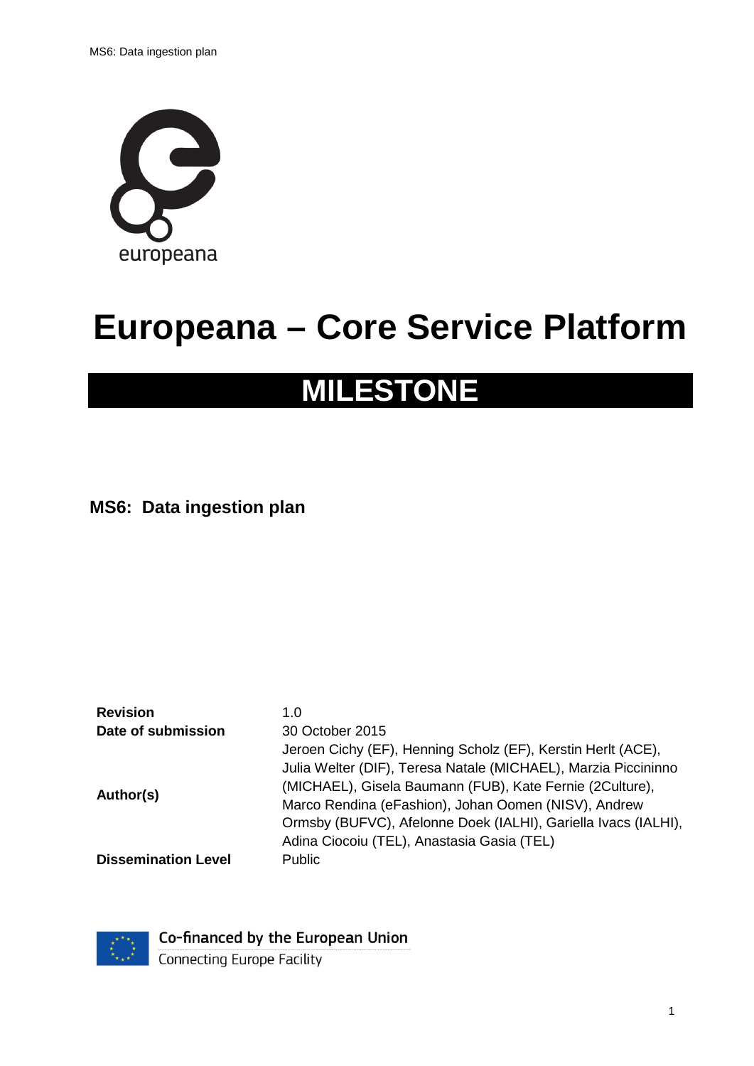europeana

# Europeana – Core Service Platform

## MILESTONE

### MS6: Data ingestion plan

| | |
|---|---|
| **Revision** | 1.0 |
| **Date of submission** | 30 October 2015 |
| **Author(s)** | Jeroen Cichy (EF), Henning Scholz (EF), Kerstin Herlt (ACE), Julia Welter (DIF), Teresa Natale (MICHAEL), Marzia Piccininno (MICHAEL), Gisela Baumann (FUB), Kate Fernie (2Culture), Marco Rendina (eFashion), Johan Oomen (NISV), Andrew Ormsby (BUFVC), Afelonne Doek (IALHI), Gariella Ivacs (IALHI), Adina Ciocoiu (TEL), Anastasia Gasia (TEL) |
| **Dissemination Level** | Public |

Co-financed by the European Union

Connecting Europe Facility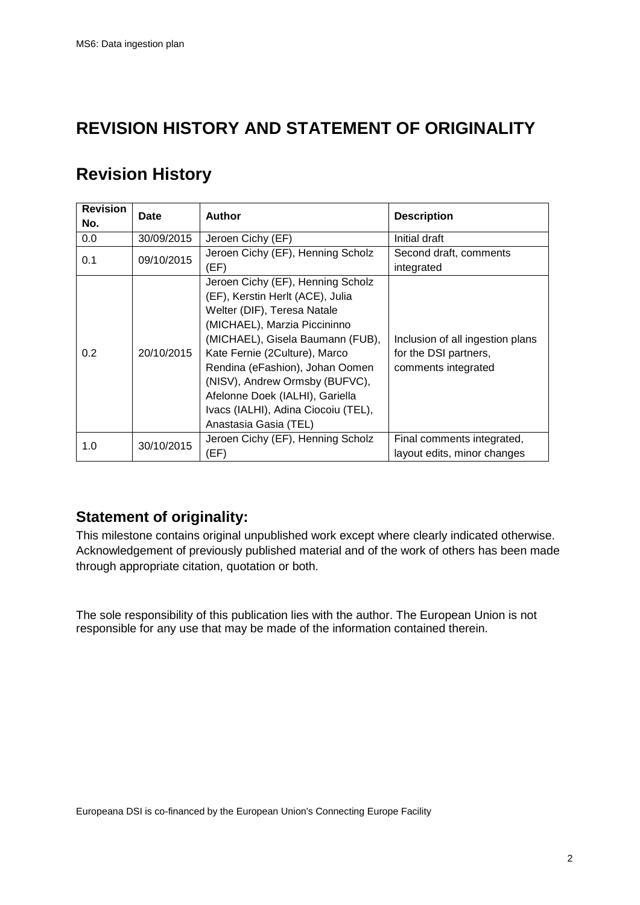# REVISION HISTORY AND STATEMENT OF ORIGINALITY

## Revision History

| Revision No. | Date | Author | Description |
|---|---|---|---|
| 0.0 | 30/09/2015 | Jeroen Cichy (EF) | Initial draft |
| 0.1 | 09/10/2015 | Jeroen Cichy (EF), Henning Scholz (EF) | Second draft, comments integrated |
| 0.2 | 20/10/2015 | Jeroen Cichy (EF), Henning Scholz (EF), Kerstin Herlt (ACE), Julia Welter (DIF), Teresa Natale (MICHAEL), Marzia Piccininno (MICHAEL), Gisela Baumann (FUB), Kate Fernie (2Culture), Marco Rendina (eFashion), Johan Oomen (NISV), Andrew Ormsby (BUFVC), Afelonne Doek (IALHI), Gariella Ivacs (IALHI), Adina Ciocoiu (TEL), Anastasia Gasia (TEL) | Inclusion of all ingestion plans for the DSI partners, comments integrated |
| 1.0 | 30/10/2015 | Jeroen Cichy (EF), Henning Scholz (EF) | Final comments integrated, layout edits, minor changes |

### Statement of originality:

This milestone contains original unpublished work except where clearly indicated otherwise. Acknowledgement of previously published material and of the work of others has been made through appropriate citation, quotation or both.

The sole responsibility of this publication lies with the author. The European Union is not responsible for any use that may be made of the information contained therein.

Europeana DSI is co-financed by the European Union's Connecting Europe Facility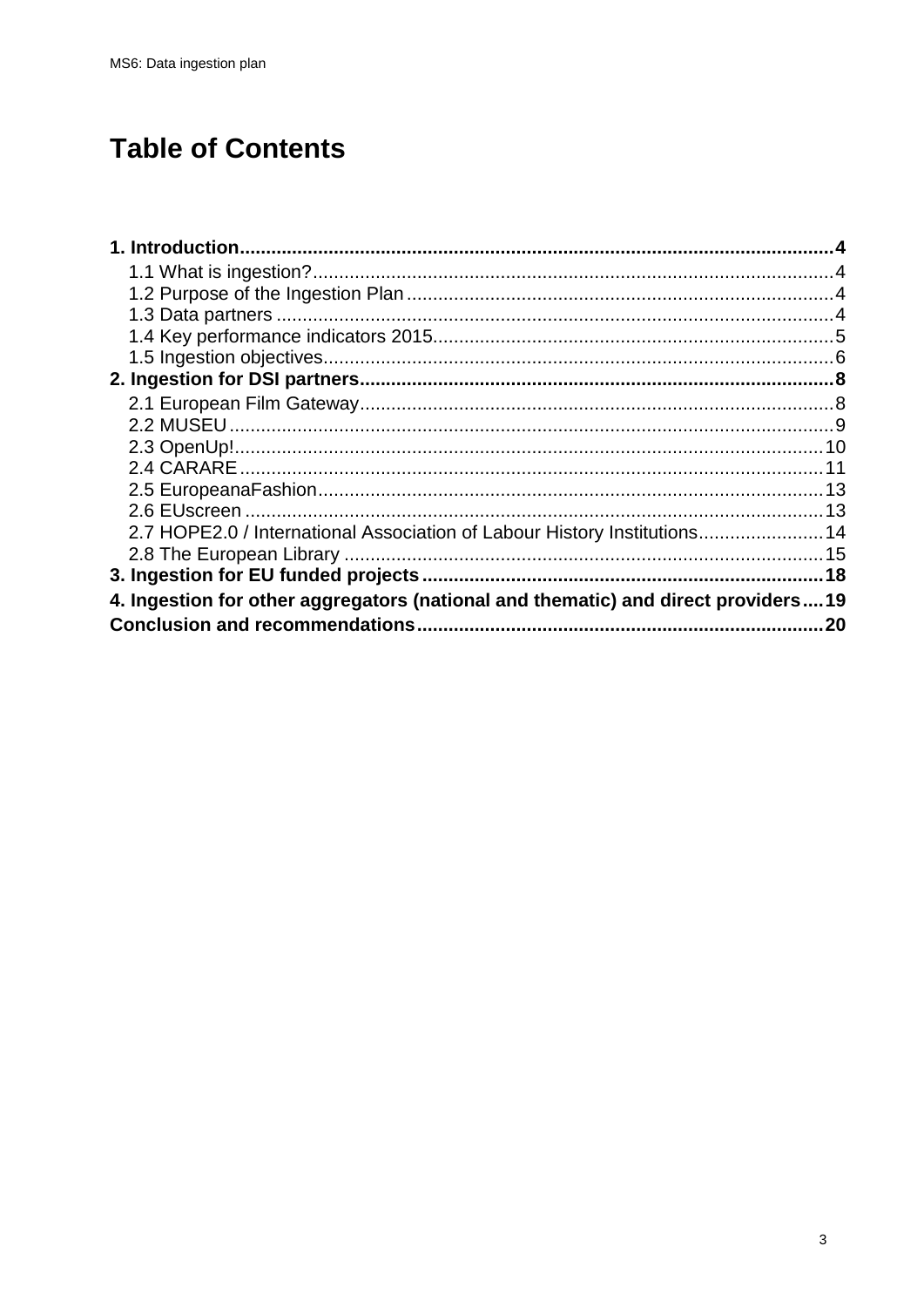# Table of Contents

**1. Introduction** ..... **4**
- 1.1 What is ingestion? ..... 4
- 1.2 Purpose of the Ingestion Plan ..... 4
- 1.3 Data partners ..... 4
- 1.4 Key performance indicators 2015 ..... 5
- 1.5 Ingestion objectives ..... 6

**2. Ingestion for DSI partners** ..... **8**
- 2.1 European Film Gateway ..... 8
- 2.2 MUSEU ..... 9
- 2.3 OpenUp! ..... 10
- 2.4 CARARE ..... 11
- 2.5 EuropeanaFashion ..... 13
- 2.6 EUscreen ..... 13
- 2.7 HOPE2.0 / International Association of Labour History Institutions ..... 14
- 2.8 The European Library ..... 15

**3. Ingestion for EU funded projects** ..... **18**

**4. Ingestion for other aggregators (national and thematic) and direct providers** ..... **19**

**Conclusion and recommendations** ..... **20**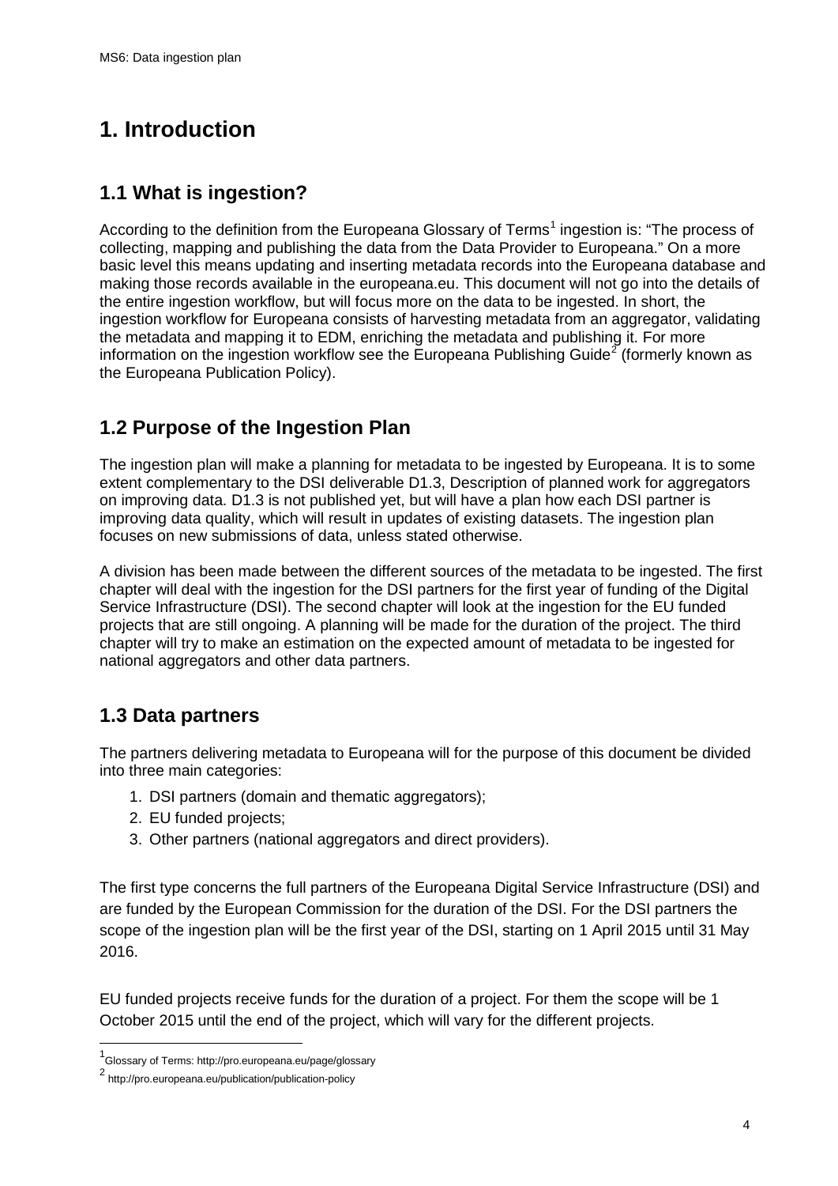# 1. Introduction

## 1.1 What is ingestion?

According to the definition from the Europeana Glossary of Terms[1] ingestion is: "The process of collecting, mapping and publishing the data from the Data Provider to Europeana." On a more basic level this means updating and inserting metadata records into the Europeana database and making those records available in the europeana.eu. This document will not go into the details of the entire ingestion workflow, but will focus more on the data to be ingested. In short, the ingestion workflow for Europeana consists of harvesting metadata from an aggregator, validating the metadata and mapping it to EDM, enriching the metadata and publishing it. For more information on the ingestion workflow see the Europeana Publishing Guide[2] (formerly known as the Europeana Publication Policy).

## 1.2 Purpose of the Ingestion Plan

The ingestion plan will make a planning for metadata to be ingested by Europeana. It is to some extent complementary to the DSI deliverable D1.3, Description of planned work for aggregators on improving data. D1.3 is not published yet, but will have a plan how each DSI partner is improving data quality, which will result in updates of existing datasets. The ingestion plan focuses on new submissions of data, unless stated otherwise.

A division has been made between the different sources of the metadata to be ingested. The first chapter will deal with the ingestion for the DSI partners for the first year of funding of the Digital Service Infrastructure (DSI). The second chapter will look at the ingestion for the EU funded projects that are still ongoing. A planning will be made for the duration of the project. The third chapter will try to make an estimation on the expected amount of metadata to be ingested for national aggregators and other data partners.

## 1.3 Data partners

The partners delivering metadata to Europeana will for the purpose of this document be divided into three main categories:

1. DSI partners (domain and thematic aggregators);
2. EU funded projects;
3. Other partners (national aggregators and direct providers).

The first type concerns the full partners of the Europeana Digital Service Infrastructure (DSI) and are funded by the European Commission for the duration of the DSI. For the DSI partners the scope of the ingestion plan will be the first year of the DSI, starting on 1 April 2015 until 31 May 2016.

EU funded projects receive funds for the duration of a project. For them the scope will be 1 October 2015 until the end of the project, which will vary for the different projects.

[1] Glossary of Terms: http://pro.europeana.eu/page/glossary

[2] http://pro.europeana.eu/publication/publication-policy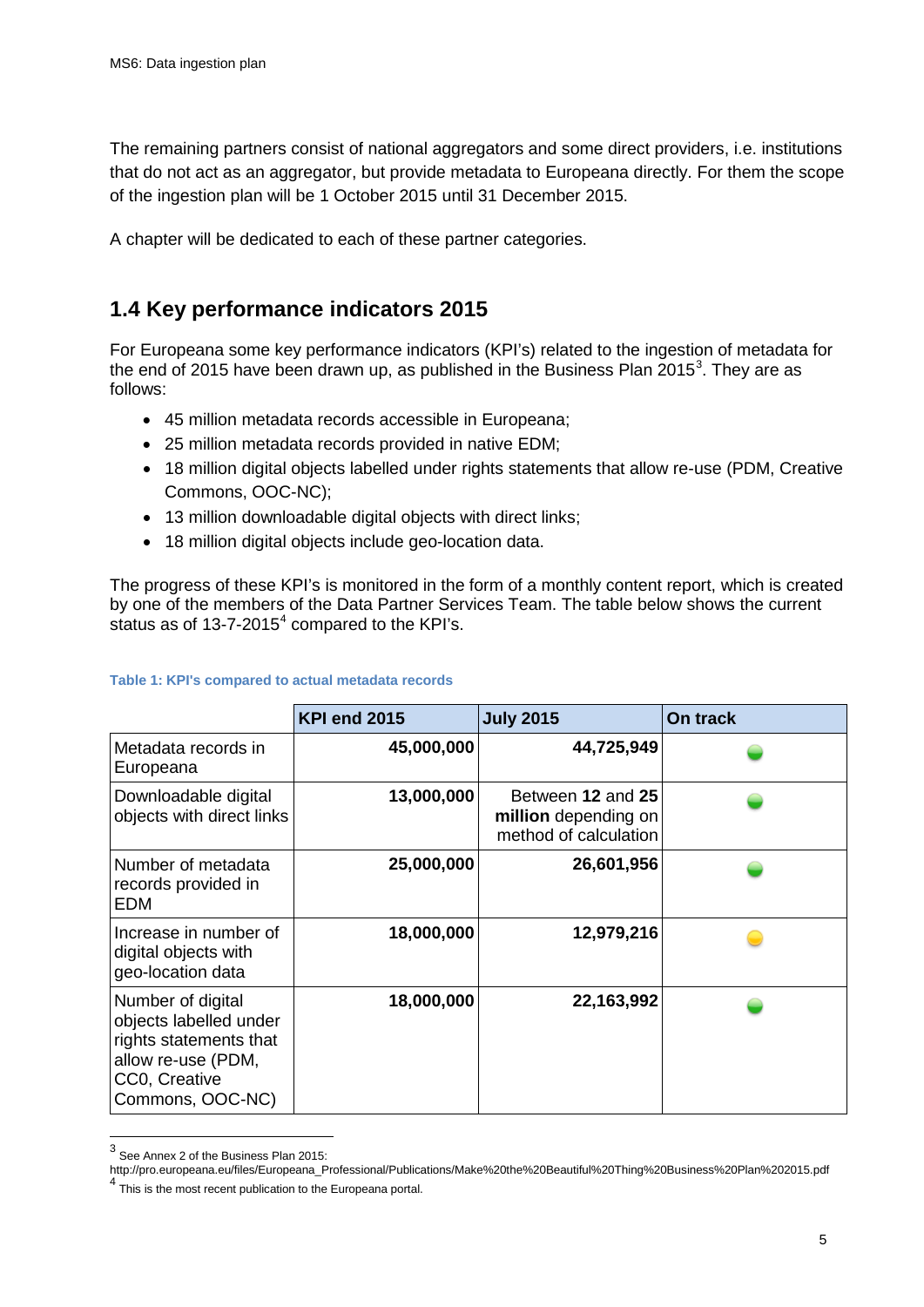The remaining partners consist of national aggregators and some direct providers, i.e. institutions that do not act as an aggregator, but provide metadata to Europeana directly. For them the scope of the ingestion plan will be 1 October 2015 until 31 December 2015.

A chapter will be dedicated to each of these partner categories.

## 1.4 Key performance indicators 2015

For Europeana some key performance indicators (KPI's) related to the ingestion of metadata for the end of 2015 have been drawn up, as published in the Business Plan 2015[3]. They are as follows:

- 45 million metadata records accessible in Europeana;
- 25 million metadata records provided in native EDM;
- 18 million digital objects labelled under rights statements that allow re-use (PDM, Creative Commons, OOC-NC);
- 13 million downloadable digital objects with direct links;
- 18 million digital objects include geo-location data.

The progress of these KPI's is monitored in the form of a monthly content report, which is created by one of the members of the Data Partner Services Team. The table below shows the current status as of 13-7-2015[4] compared to the KPI's.

**Table 1: KPI's compared to actual metadata records**

| | KPI end 2015 | July 2015 | On track |
|---|---|---|---|
| Metadata records in Europeana | 45,000,000 | 44,725,949 | 🟢 |
| Downloadable digital objects with direct links | 13,000,000 | Between **12** and **25 million** depending on method of calculation | 🟢 |
| Number of metadata records provided in EDM | 25,000,000 | 26,601,956 | 🟢 |
| Increase in number of digital objects with geo-location data | 18,000,000 | 12,979,216 | 🟡 |
| Number of digital objects labelled under rights statements that allow re-use (PDM, CC0, Creative Commons, OOC-NC) | 18,000,000 | 22,163,992 | 🟢 |

[3] See Annex 2 of the Business Plan 2015: http://pro.europeana.eu/files/Europeana_Professional/Publications/Make%20the%20Beautiful%20Thing%20Business%20Plan%202015.pdf

[4] This is the most recent publication to the Europeana portal.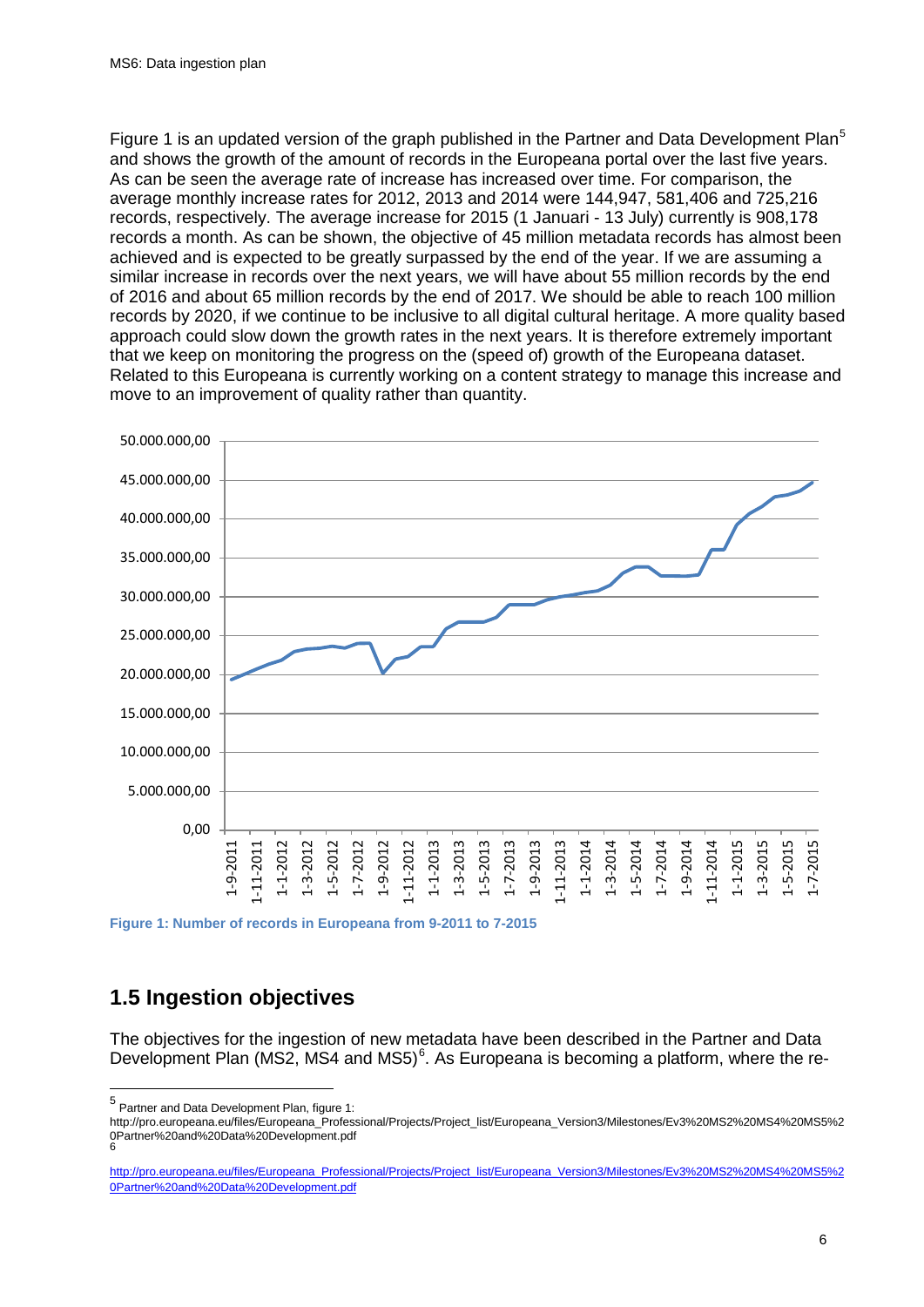Figure 1 is an updated version of the graph published in the Partner and Data Development Plan[5] and shows the growth of the amount of records in the Europeana portal over the last five years. As can be seen the average rate of increase has increased over time. For comparison, the average monthly increase rates for 2012, 2013 and 2014 were 144,947, 581,406 and 725,216 records, respectively. The average increase for 2015 (1 Januari - 13 July) currently is 908,178 records a month. As can be shown, the objective of 45 million metadata records has almost been achieved and is expected to be greatly surpassed by the end of the year. If we are assuming a similar increase in records over the next years, we will have about 55 million records by the end of 2016 and about 65 million records by the end of 2017. We should be able to reach 100 million records by 2020, if we continue to be inclusive to all digital cultural heritage. A more quality based approach could slow down the growth rates in the next years. It is therefore extremely important that we keep on monitoring the progress on the (speed of) growth of the Europeana dataset. Related to this Europeana is currently working on a content strategy to manage this increase and move to an improvement of quality rather than quantity.

**Figure 1: Number of records in Europeana from 9-2011 to 7-2015**

## 1.5 Ingestion objectives

The objectives for the ingestion of new metadata have been described in the Partner and Data Development Plan (MS2, MS4 and MS5)[6]. As Europeana is becoming a platform, where the re-

[5] Partner and Data Development Plan, figure 1: http://pro.europeana.eu/files/Europeana_Professional/Projects/Project_list/Europeana_Version3/Milestones/Ev3%20MS2%20MS4%20MS5%20Partner%20and%20Data%20Development.pdf

[6] http://pro.europeana.eu/files/Europeana_Professional/Projects/Project_list/Europeana_Version3/Milestones/Ev3%20MS2%20MS4%20MS5%20Partner%20and%20Data%20Development.pdf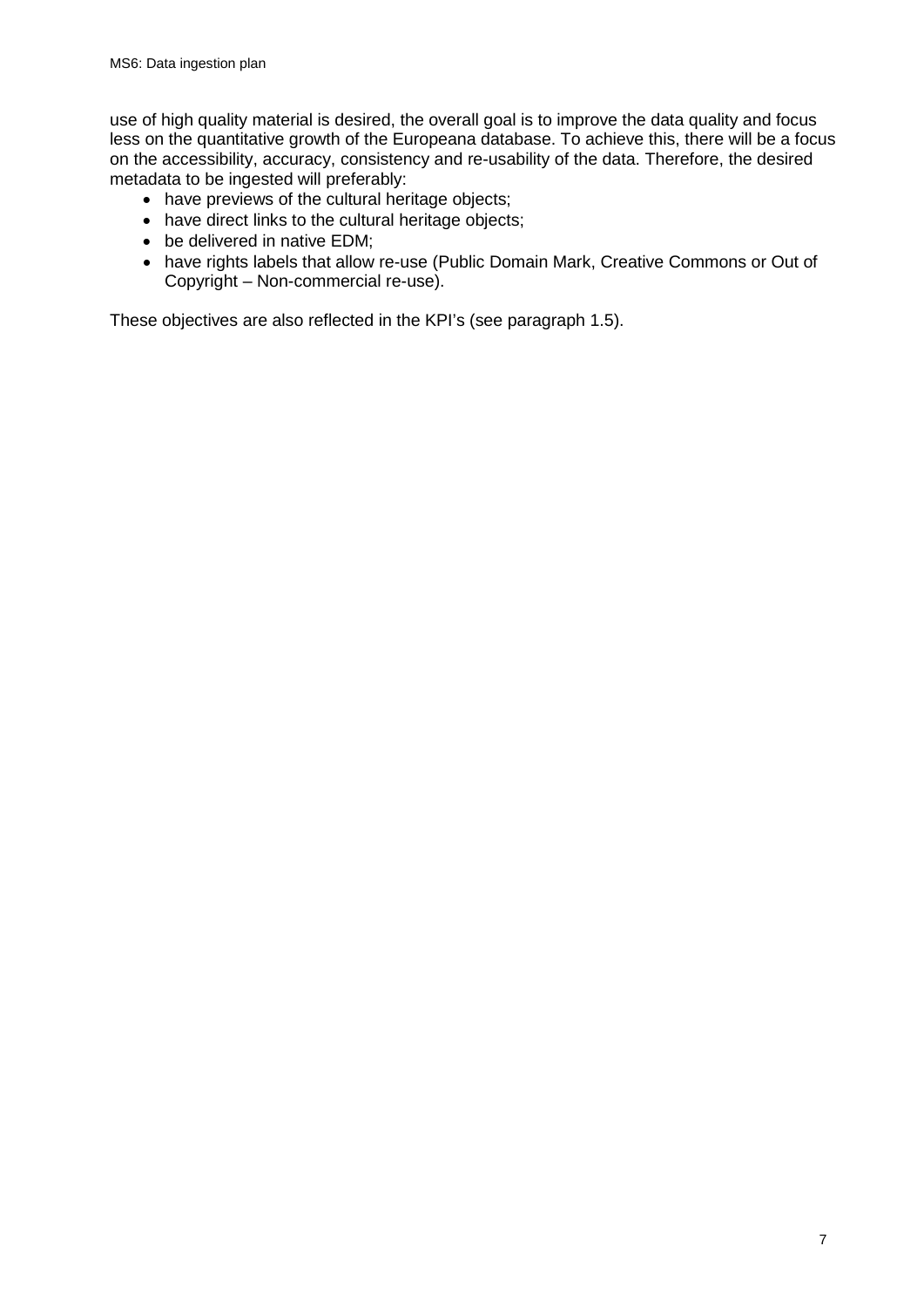use of high quality material is desired, the overall goal is to improve the data quality and focus less on the quantitative growth of the Europeana database. To achieve this, there will be a focus on the accessibility, accuracy, consistency and re-usability of the data. Therefore, the desired metadata to be ingested will preferably:

- have previews of the cultural heritage objects;
- have direct links to the cultural heritage objects;
- be delivered in native EDM;
- have rights labels that allow re-use (Public Domain Mark, Creative Commons or Out of Copyright – Non-commercial re-use).

These objectives are also reflected in the KPI's (see paragraph 1.5).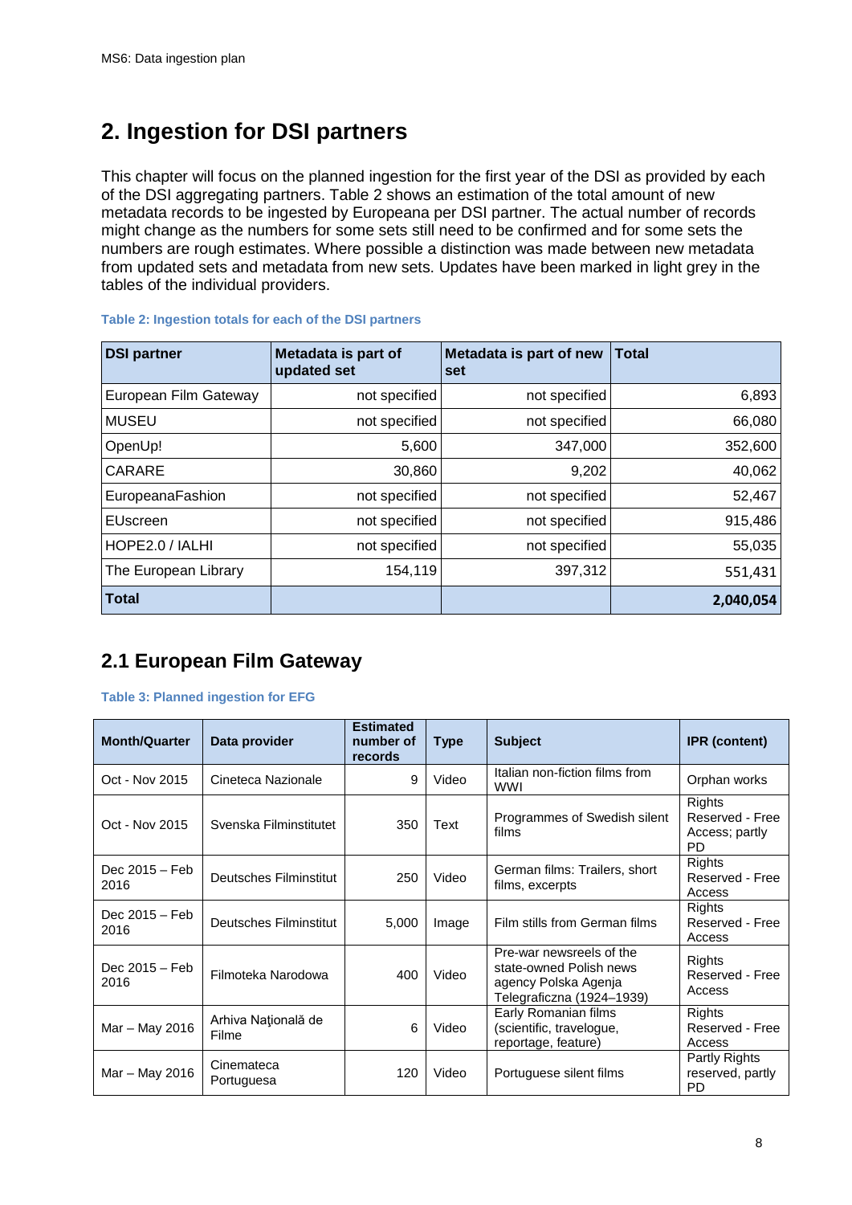# 2. Ingestion for DSI partners

This chapter will focus on the planned ingestion for the first year of the DSI as provided by each of the DSI aggregating partners. Table 2 shows an estimation of the total amount of new metadata records to be ingested by Europeana per DSI partner. The actual number of records might change as the numbers for some sets still need to be confirmed and for some sets the numbers are rough estimates. Where possible a distinction was made between new metadata from updated sets and metadata from new sets. Updates have been marked in light grey in the tables of the individual providers.

**Table 2: Ingestion totals for each of the DSI partners**

| DSI partner | Metadata is part of updated set | Metadata is part of new set | Total |
|---|---|---|---|
| European Film Gateway | not specified | not specified | 6,893 |
| MUSEU | not specified | not specified | 66,080 |
| OpenUp! | 5,600 | 347,000 | 352,600 |
| CARARE | 30,860 | 9,202 | 40,062 |
| EuropeanaFashion | not specified | not specified | 52,467 |
| EUscreen | not specified | not specified | 915,486 |
| HOPE2.0 / IALHI | not specified | not specified | 55,035 |
| The European Library | 154,119 | 397,312 | 551,431 |
| **Total** | | | **2,040,054** |

## 2.1 European Film Gateway

**Table 3: Planned ingestion for EFG**

| Month/Quarter | Data provider | Estimated number of records | Type | Subject | IPR (content) |
|---|---|---|---|---|---|
| Oct - Nov 2015 | Cineteca Nazionale | 9 | Video | Italian non-fiction films from WWI | Orphan works |
| Oct - Nov 2015 | Svenska Filminstitutet | 350 | Text | Programmes of Swedish silent films | Rights Reserved - Free Access; partly PD |
| Dec 2015 – Feb 2016 | Deutsches Filminstitut | 250 | Video | German films: Trailers, short films, excerpts | Rights Reserved - Free Access |
| Dec 2015 – Feb 2016 | Deutsches Filminstitut | 5,000 | Image | Film stills from German films | Rights Reserved - Free Access |
| Dec 2015 – Feb 2016 | Filmoteka Narodowa | 400 | Video | Pre-war newsreels of the state-owned Polish news agency Polska Agenja Telegraficzna (1924–1939) | Rights Reserved - Free Access |
| Mar – May 2016 | Arhiva Naţională de Filme | 6 | Video | Early Romanian films (scientific, travelogue, reportage, feature) | Rights Reserved - Free Access |
| Mar – May 2016 | Cinemateca Portuguesa | 120 | Video | Portuguese silent films | Partly Rights reserved, partly PD |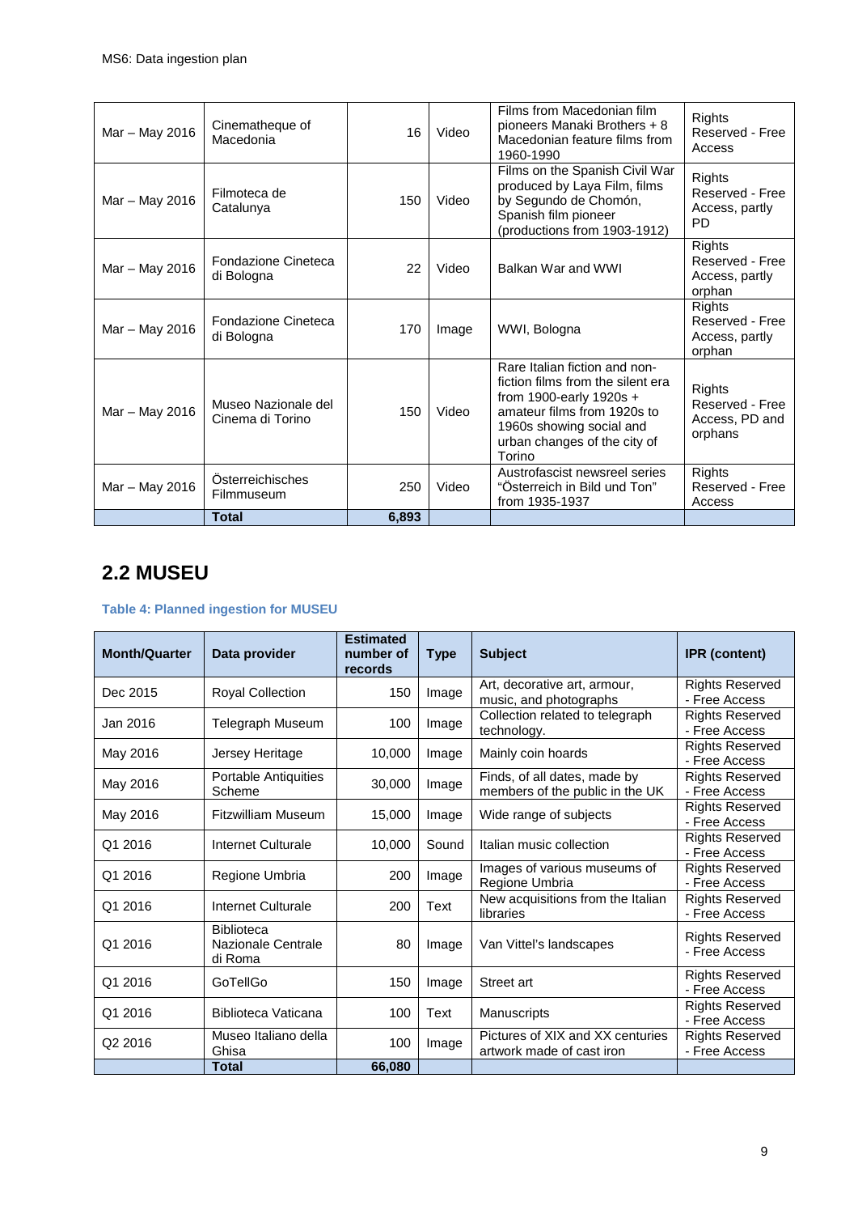| | | | | | |
|---|---|---|---|---|---|
| Mar – May 2016 | Cinematheque of Macedonia | 16 | Video | Films from Macedonian film pioneers Manaki Brothers + 8 Macedonian feature films from 1960-1990 | Rights Reserved - Free Access |
| Mar – May 2016 | Filmoteca de Catalunya | 150 | Video | Films on the Spanish Civil War produced by Laya Film, films by Segundo de Chomón, Spanish film pioneer (productions from 1903-1912) | Rights Reserved - Free Access, partly PD |
| Mar – May 2016 | Fondazione Cineteca di Bologna | 22 | Video | Balkan War and WWI | Rights Reserved - Free Access, partly orphan |
| Mar – May 2016 | Fondazione Cineteca di Bologna | 170 | Image | WWI, Bologna | Rights Reserved - Free Access, partly orphan |
| Mar – May 2016 | Museo Nazionale del Cinema di Torino | 150 | Video | Rare Italian fiction and non-fiction films from the silent era from 1900-early 1920s + amateur films from 1920s to 1960s showing social and urban changes of the city of Torino | Rights Reserved - Free Access, PD and orphans |
| Mar – May 2016 | Österreichisches Filmmuseum | 250 | Video | Austrofascist newsreel series "Österreich in Bild und Ton" from 1935-1937 | Rights Reserved - Free Access |
| | **Total** | **6,893** | | | |

## 2.2 MUSEU

**Table 4: Planned ingestion for MUSEU**

| Month/Quarter | Data provider | Estimated number of records | Type | Subject | IPR (content) |
|---|---|---|---|---|---|
| Dec 2015 | Royal Collection | 150 | Image | Art, decorative art, armour, music, and photographs | Rights Reserved - Free Access |
| Jan 2016 | Telegraph Museum | 100 | Image | Collection related to telegraph technology. | Rights Reserved - Free Access |
| May 2016 | Jersey Heritage | 10,000 | Image | Mainly coin hoards | Rights Reserved - Free Access |
| May 2016 | Portable Antiquities Scheme | 30,000 | Image | Finds, of all dates, made by members of the public in the UK | Rights Reserved - Free Access |
| May 2016 | Fitzwilliam Museum | 15,000 | Image | Wide range of subjects | Rights Reserved - Free Access |
| Q1 2016 | Internet Culturale | 10,000 | Sound | Italian music collection | Rights Reserved - Free Access |
| Q1 2016 | Regione Umbria | 200 | Image | Images of various museums of Regione Umbria | Rights Reserved - Free Access |
| Q1 2016 | Internet Culturale | 200 | Text | New acquisitions from the Italian libraries | Rights Reserved - Free Access |
| Q1 2016 | Biblioteca Nazionale Centrale di Roma | 80 | Image | Van Vittel's landscapes | Rights Reserved - Free Access |
| Q1 2016 | GoTellGo | 150 | Image | Street art | Rights Reserved - Free Access |
| Q1 2016 | Biblioteca Vaticana | 100 | Text | Manuscripts | Rights Reserved - Free Access |
| Q2 2016 | Museo Italiano della Ghisa | 100 | Image | Pictures of XIX and XX centuries artwork made of cast iron | Rights Reserved - Free Access |
| | **Total** | **66,080** | | | |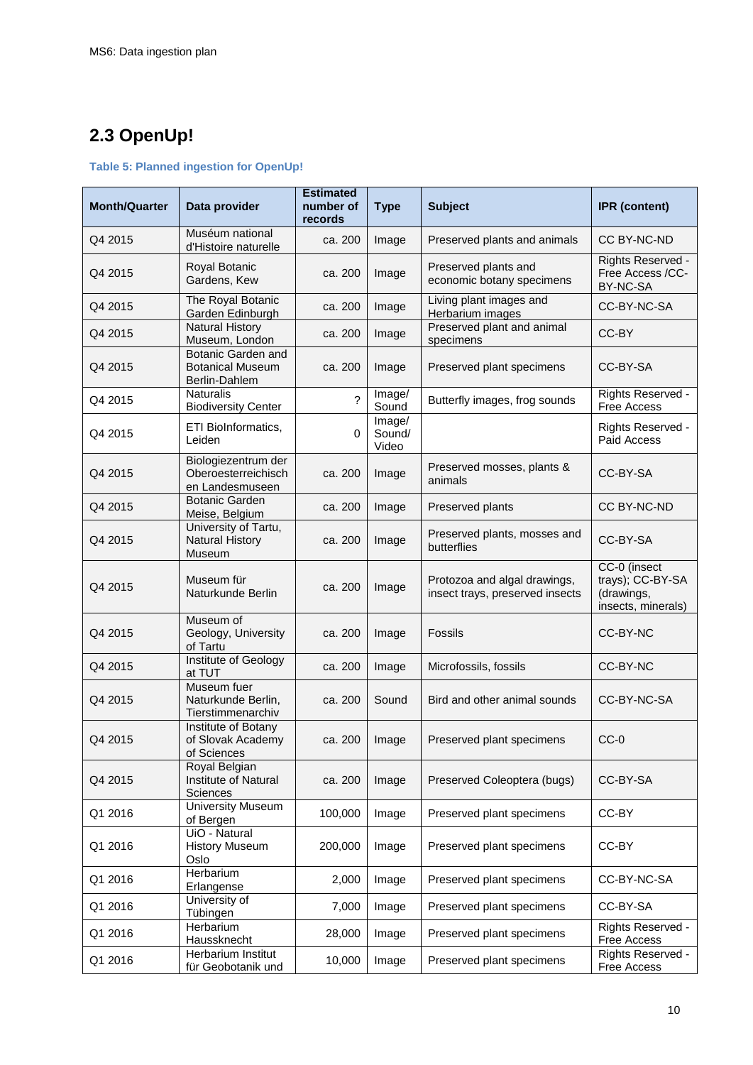## 2.3 OpenUp!

**Table 5: Planned ingestion for OpenUp!**

| Month/Quarter | Data provider | Estimated number of records | Type | Subject | IPR (content) |
|---|---|---|---|---|---|
| Q4 2015 | Muséum national d'Histoire naturelle | ca. 200 | Image | Preserved plants and animals | CC BY-NC-ND |
| Q4 2015 | Royal Botanic Gardens, Kew | ca. 200 | Image | Preserved plants and economic botany specimens | Rights Reserved - Free Access /CC-BY-NC-SA |
| Q4 2015 | The Royal Botanic Garden Edinburgh | ca. 200 | Image | Living plant images and Herbarium images | CC-BY-NC-SA |
| Q4 2015 | Natural History Museum, London | ca. 200 | Image | Preserved plant and animal specimens | CC-BY |
| Q4 2015 | Botanic Garden and Botanical Museum Berlin-Dahlem | ca. 200 | Image | Preserved plant specimens | CC-BY-SA |
| Q4 2015 | Naturalis Biodiversity Center | ? | Image/ Sound | Butterfly images, frog sounds | Rights Reserved - Free Access |
| Q4 2015 | ETI BioInformatics, Leiden | 0 | Image/ Sound/ Video | | Rights Reserved - Paid Access |
| Q4 2015 | Biologiezentrum der Oberoesterreichischen Landesmuseen | ca. 200 | Image | Preserved mosses, plants & animals | CC-BY-SA |
| Q4 2015 | Botanic Garden Meise, Belgium | ca. 200 | Image | Preserved plants | CC BY-NC-ND |
| Q4 2015 | University of Tartu, Natural History Museum | ca. 200 | Image | Preserved plants, mosses and butterflies | CC-BY-SA |
| Q4 2015 | Museum für Naturkunde Berlin | ca. 200 | Image | Protozoa and algal drawings, insect trays, preserved insects | CC-0 (insect trays); CC-BY-SA (drawings, insects, minerals) |
| Q4 2015 | Museum of Geology, University of Tartu | ca. 200 | Image | Fossils | CC-BY-NC |
| Q4 2015 | Institute of Geology at TUT | ca. 200 | Image | Microfossils, fossils | CC-BY-NC |
| Q4 2015 | Museum fuer Naturkunde Berlin, Tierstimmenarchiv | ca. 200 | Sound | Bird and other animal sounds | CC-BY-NC-SA |
| Q4 2015 | Institute of Botany of Slovak Academy of Sciences | ca. 200 | Image | Preserved plant specimens | CC-0 |
| Q4 2015 | Royal Belgian Institute of Natural Sciences | ca. 200 | Image | Preserved Coleoptera (bugs) | CC-BY-SA |
| Q1 2016 | University Museum of Bergen | 100,000 | Image | Preserved plant specimens | CC-BY |
| Q1 2016 | UiO - Natural History Museum Oslo | 200,000 | Image | Preserved plant specimens | CC-BY |
| Q1 2016 | Herbarium Erlangense | 2,000 | Image | Preserved plant specimens | CC-BY-NC-SA |
| Q1 2016 | University of Tübingen | 7,000 | Image | Preserved plant specimens | CC-BY-SA |
| Q1 2016 | Herbarium Haussknecht | 28,000 | Image | Preserved plant specimens | Rights Reserved - Free Access |
| Q1 2016 | Herbarium Institut für Geobotanik und | 10,000 | Image | Preserved plant specimens | Rights Reserved - Free Access |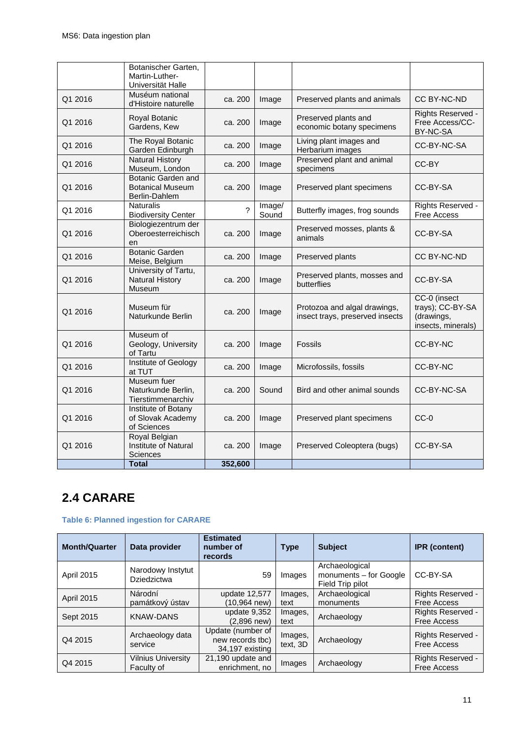|  | Botanischer Garten, Martin-Luther-Universität Halle |  |  |  |  |
|---|---|---|---|---|---|
| Q1 2016 | Muséum national d'Histoire naturelle | ca. 200 | Image | Preserved plants and animals | CC BY-NC-ND |
| Q1 2016 | Royal Botanic Gardens, Kew | ca. 200 | Image | Preserved plants and economic botany specimens | Rights Reserved - Free Access/CC-BY-NC-SA |
| Q1 2016 | The Royal Botanic Garden Edinburgh | ca. 200 | Image | Living plant images and Herbarium images | CC-BY-NC-SA |
| Q1 2016 | Natural History Museum, London | ca. 200 | Image | Preserved plant and animal specimens | CC-BY |
| Q1 2016 | Botanic Garden and Botanical Museum Berlin-Dahlem | ca. 200 | Image | Preserved plant specimens | CC-BY-SA |
| Q1 2016 | Naturalis Biodiversity Center | ? | Image/ Sound | Butterfly images, frog sounds | Rights Reserved - Free Access |
| Q1 2016 | Biologiezentrum der Oberoesterreichischen | ca. 200 | Image | Preserved mosses, plants & animals | CC-BY-SA |
| Q1 2016 | Botanic Garden Meise, Belgium | ca. 200 | Image | Preserved plants | CC BY-NC-ND |
| Q1 2016 | University of Tartu, Natural History Museum | ca. 200 | Image | Preserved plants, mosses and butterflies | CC-BY-SA |
| Q1 2016 | Museum für Naturkunde Berlin | ca. 200 | Image | Protozoa and algal drawings, insect trays, preserved insects | CC-0 (insect trays); CC-BY-SA (drawings, insects, minerals) |
| Q1 2016 | Museum of Geology, University of Tartu | ca. 200 | Image | Fossils | CC-BY-NC |
| Q1 2016 | Institute of Geology at TUT | ca. 200 | Image | Microfossils, fossils | CC-BY-NC |
| Q1 2016 | Museum fuer Naturkunde Berlin, Tierstimmenarchiv | ca. 200 | Sound | Bird and other animal sounds | CC-BY-NC-SA |
| Q1 2016 | Institute of Botany of Slovak Academy of Sciences | ca. 200 | Image | Preserved plant specimens | CC-0 |
| Q1 2016 | Royal Belgian Institute of Natural Sciences | ca. 200 | Image | Preserved Coleoptera (bugs) | CC-BY-SA |
|  | **Total** | **352,600** |  |  |  |

## 2.4 CARARE

**Table 6: Planned ingestion for CARARE**

| Month/Quarter | Data provider | Estimated number of records | Type | Subject | IPR (content) |
|---|---|---|---|---|---|
| April 2015 | Narodowy Instytut Dziedzictwa | 59 | Images | Archaeological monuments – for Google Field Trip pilot | CC-BY-SA |
| April 2015 | Národní památkový ústav | update 12,577 (10,964 new) | Images, text | Archaeological monuments | Rights Reserved - Free Access |
| Sept 2015 | KNAW-DANS | update 9,352 (2,896 new) | Images, text | Archaeology | Rights Reserved - Free Access |
| Q4 2015 | Archaeology data service | Update (number of new records tbc) 34,197 existing | Images, text, 3D | Archaeology | Rights Reserved - Free Access |
| Q4 2015 | Vilnius University Faculty of | 21,190 update and enrichment, no | Images | Archaeology | Rights Reserved - Free Access |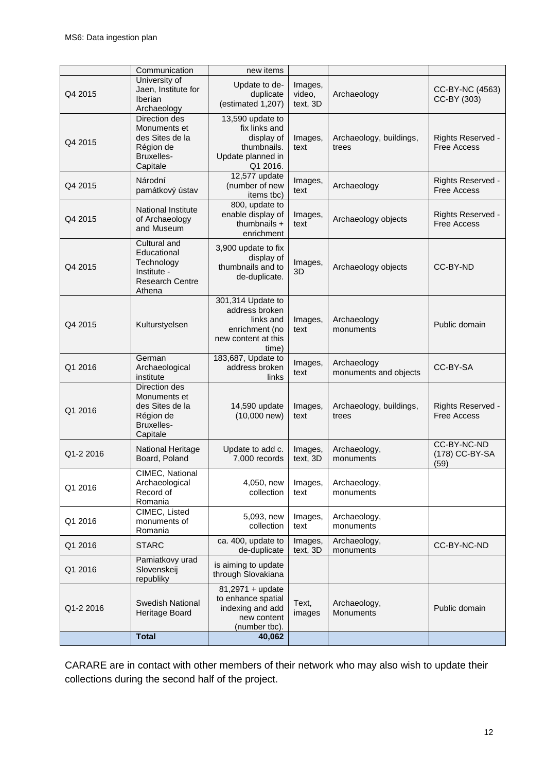| | Communication | new items | | | |
|---|---|---|---|---|---|
| Q4 2015 | University of Jaen, Institute for Iberian Archaeology | Update to de-duplicate (estimated 1,207) | Images, video, text, 3D | Archaeology | CC-BY-NC (4563) CC-BY (303) |
| Q4 2015 | Direction des Monuments et des Sites de la Région de Bruxelles-Capitale | 13,590 update to fix links and display of thumbnails. Update planned in Q1 2016. | Images, text | Archaeology, buildings, trees | Rights Reserved - Free Access |
| Q4 2015 | Národní památkový ústav | 12,577 update (number of new items tbc) | Images, text | Archaeology | Rights Reserved - Free Access |
| Q4 2015 | National Institute of Archaeology and Museum | 800, update to enable display of thumbnails + enrichment | Images, text | Archaeology objects | Rights Reserved - Free Access |
| Q4 2015 | Cultural and Educational Technology Institute - Research Centre Athena | 3,900 update to fix display of thumbnails and to de-duplicate. | Images, 3D | Archaeology objects | CC-BY-ND |
| Q4 2015 | Kulturstyelsen | 301,314 Update to address broken links and enrichment (no new content at this time) | Images, text | Archaeology monuments | Public domain |
| Q1 2016 | German Archaeological institute | 183,687, Update to address broken links | Images, text | Archaeology monuments and objects | CC-BY-SA |
| Q1 2016 | Direction des Monuments et des Sites de la Région de Bruxelles-Capitale | 14,590 update (10,000 new) | Images, text | Archaeology, buildings, trees | Rights Reserved - Free Access |
| Q1-2 2016 | National Heritage Board, Poland | Update to add c. 7,000 records | Images, text, 3D | Archaeology, monuments | CC-BY-NC-ND (178) CC-BY-SA (59) |
| Q1 2016 | CIMEC, National Archaeological Record of Romania | 4,050, new collection | Images, text | Archaeology, monuments | |
| Q1 2016 | CIMEC, Listed monuments of Romania | 5,093, new collection | Images, text | Archaeology, monuments | |
| Q1 2016 | STARC | ca. 400, update to de-duplicate | Images, text, 3D | Archaeology, monuments | CC-BY-NC-ND |
| Q1 2016 | Pamiatkovy urad Slovenskeij republiky | is aiming to update through Slovakiana | | | |
| Q1-2 2016 | Swedish National Heritage Board | 81,2971 + update to enhance spatial indexing and add new content (number tbc). | Text, images | Archaeology, Monuments | Public domain |
| | **Total** | **40,062** | | | |

CARARE are in contact with other members of their network who may also wish to update their collections during the second half of the project.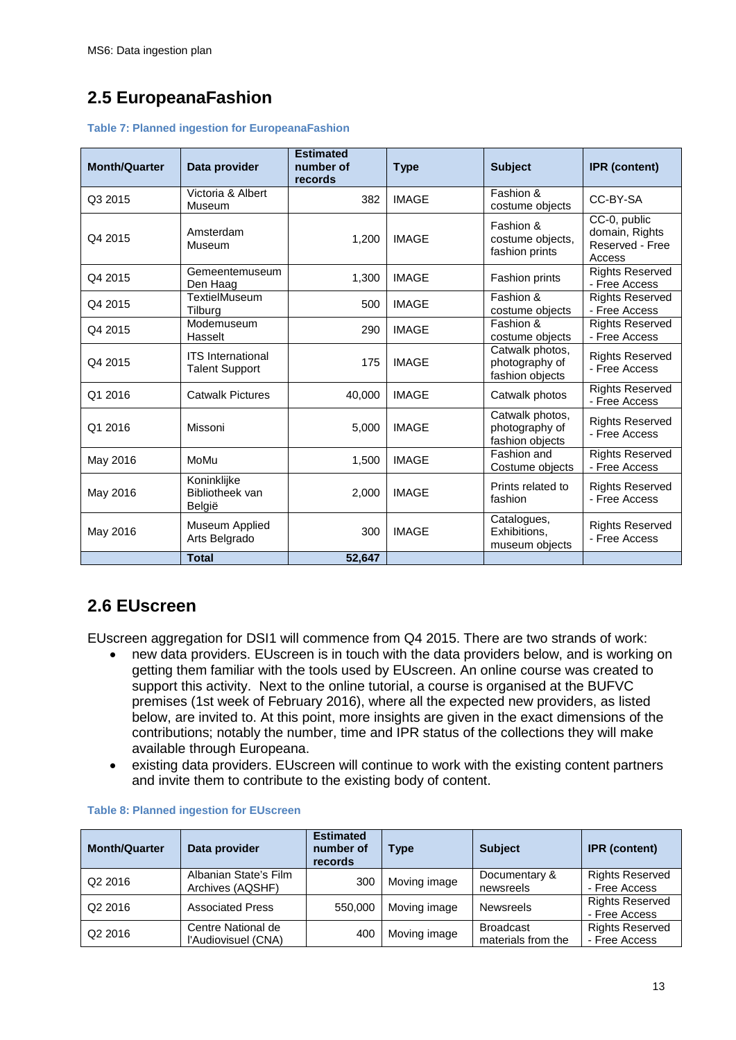## 2.5 EuropeanaFashion

**Table 7: Planned ingestion for EuropeanaFashion**

| Month/Quarter | Data provider | Estimated number of records | Type | Subject | IPR (content) |
|---|---|---|---|---|---|
| Q3 2015 | Victoria & Albert Museum | 382 | IMAGE | Fashion & costume objects | CC-BY-SA |
| Q4 2015 | Amsterdam Museum | 1,200 | IMAGE | Fashion & costume objects, fashion prints | CC-0, public domain, Rights Reserved - Free Access |
| Q4 2015 | Gemeentemuseum Den Haag | 1,300 | IMAGE | Fashion prints | Rights Reserved - Free Access |
| Q4 2015 | TextielMuseum Tilburg | 500 | IMAGE | Fashion & costume objects | Rights Reserved - Free Access |
| Q4 2015 | Modemuseum Hasselt | 290 | IMAGE | Fashion & costume objects | Rights Reserved - Free Access |
| Q4 2015 | ITS International Talent Support | 175 | IMAGE | Catwalk photos, photography of fashion objects | Rights Reserved - Free Access |
| Q1 2016 | Catwalk Pictures | 40,000 | IMAGE | Catwalk photos | Rights Reserved - Free Access |
| Q1 2016 | Missoni | 5,000 | IMAGE | Catwalk photos, photography of fashion objects | Rights Reserved - Free Access |
| May 2016 | MoMu | 1,500 | IMAGE | Fashion and Costume objects | Rights Reserved - Free Access |
| May 2016 | Koninklijke Bibliotheek van België | 2,000 | IMAGE | Prints related to fashion | Rights Reserved - Free Access |
| May 2016 | Museum Applied Arts Belgrado | 300 | IMAGE | Catalogues, Exhibitions, museum objects | Rights Reserved - Free Access |
| | **Total** | **52,647** | | | |

## 2.6 EUscreen

EUscreen aggregation for DSI1 will commence from Q4 2015. There are two strands of work:

- new data providers. EUscreen is in touch with the data providers below, and is working on getting them familiar with the tools used by EUscreen. An online course was created to support this activity. Next to the online tutorial, a course is organised at the BUFVC premises (1st week of February 2016), where all the expected new providers, as listed below, are invited to. At this point, more insights are given in the exact dimensions of the contributions; notably the number, time and IPR status of the collections they will make available through Europeana.
- existing data providers. EUscreen will continue to work with the existing content partners and invite them to contribute to the existing body of content.

**Table 8: Planned ingestion for EUscreen**

| Month/Quarter | Data provider | Estimated number of records | Type | Subject | IPR (content) |
|---|---|---|---|---|---|
| Q2 2016 | Albanian State's Film Archives (AQSHF) | 300 | Moving image | Documentary & newsreels | Rights Reserved - Free Access |
| Q2 2016 | Associated Press | 550,000 | Moving image | Newsreels | Rights Reserved - Free Access |
| Q2 2016 | Centre National de l'Audiovisuel (CNA) | 400 | Moving image | Broadcast materials from the | Rights Reserved - Free Access |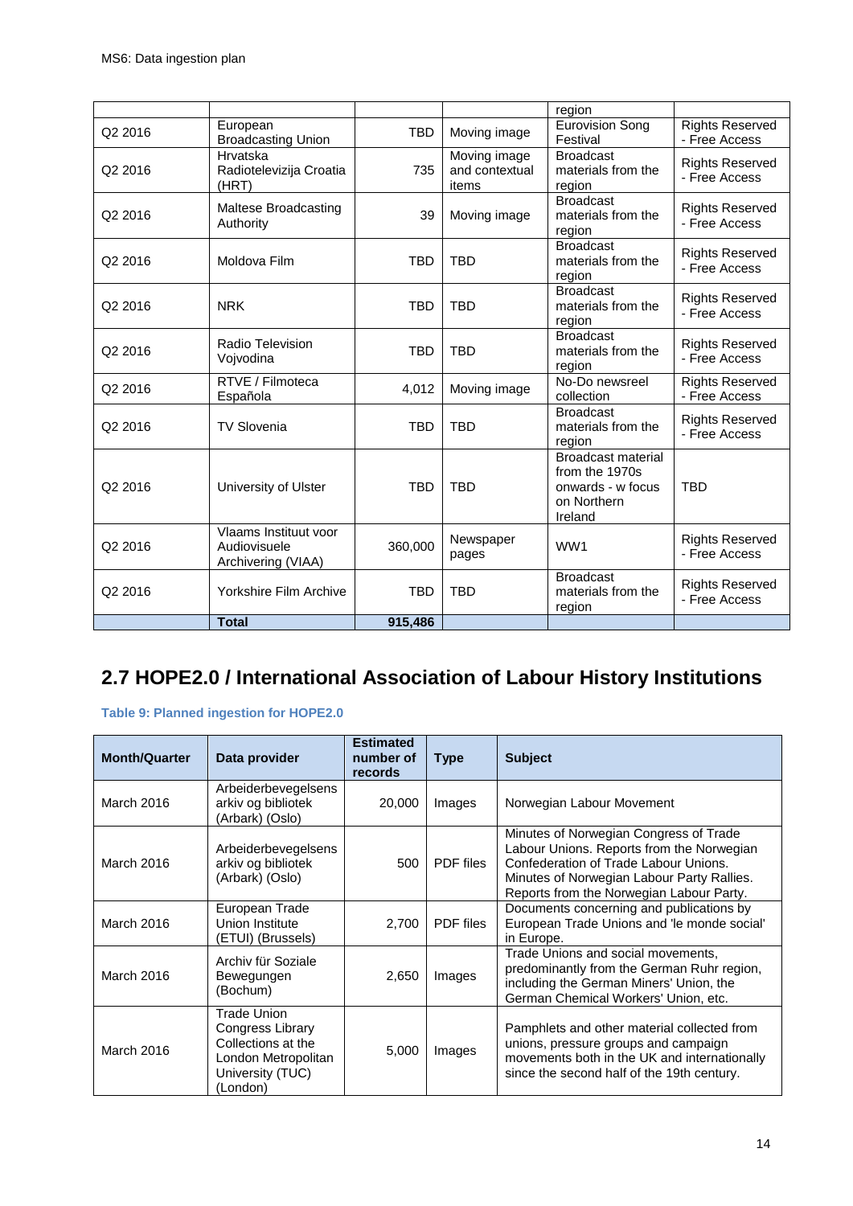| | | | | region | |
|---|---|---|---|---|---|
| Q2 2016 | European Broadcasting Union | TBD | Moving image | Eurovision Song Festival | Rights Reserved - Free Access |
| Q2 2016 | Hrvatska Radiotelevizija Croatia (HRT) | 735 | Moving image and contextual items | Broadcast materials from the region | Rights Reserved - Free Access |
| Q2 2016 | Maltese Broadcasting Authority | 39 | Moving image | Broadcast materials from the region | Rights Reserved - Free Access |
| Q2 2016 | Moldova Film | TBD | TBD | Broadcast materials from the region | Rights Reserved - Free Access |
| Q2 2016 | NRK | TBD | TBD | Broadcast materials from the region | Rights Reserved - Free Access |
| Q2 2016 | Radio Television Vojvodina | TBD | TBD | Broadcast materials from the region | Rights Reserved - Free Access |
| Q2 2016 | RTVE / Filmoteca Española | 4,012 | Moving image | No-Do newsreel collection | Rights Reserved - Free Access |
| Q2 2016 | TV Slovenia | TBD | TBD | Broadcast materials from the region | Rights Reserved - Free Access |
| Q2 2016 | University of Ulster | TBD | TBD | Broadcast material from the 1970s onwards - w focus on Northern Ireland | TBD |
| Q2 2016 | Vlaams Instituut voor Audiovisuele Archivering (VIAA) | 360,000 | Newspaper pages | WW1 | Rights Reserved - Free Access |
| Q2 2016 | Yorkshire Film Archive | TBD | TBD | Broadcast materials from the region | Rights Reserved - Free Access |
| | **Total** | **915,486** | | | |

## 2.7 HOPE2.0 / International Association of Labour History Institutions

**Table 9: Planned ingestion for HOPE2.0**

| Month/Quarter | Data provider | Estimated number of records | Type | Subject |
|---|---|---|---|---|
| March 2016 | Arbeiderbevegelsens arkiv og bibliotek (Arbark) (Oslo) | 20,000 | Images | Norwegian Labour Movement |
| March 2016 | Arbeiderbevegelsens arkiv og bibliotek (Arbark) (Oslo) | 500 | PDF files | Minutes of Norwegian Congress of Trade Labour Unions. Reports from the Norwegian Confederation of Trade Labour Unions. Minutes of Norwegian Labour Party Rallies. Reports from the Norwegian Labour Party. |
| March 2016 | European Trade Union Institute (ETUI) (Brussels) | 2,700 | PDF files | Documents concerning and publications by European Trade Unions and 'le monde social' in Europe. |
| March 2016 | Archiv für Soziale Bewegungen (Bochum) | 2,650 | Images | Trade Unions and social movements, predominantly from the German Ruhr region, including the German Miners' Union, the German Chemical Workers' Union, etc. |
| March 2016 | Trade Union Congress Library Collections at the London Metropolitan University (TUC) (London) | 5,000 | Images | Pamphlets and other material collected from unions, pressure groups and campaign movements both in the UK and internationally since the second half of the 19th century. |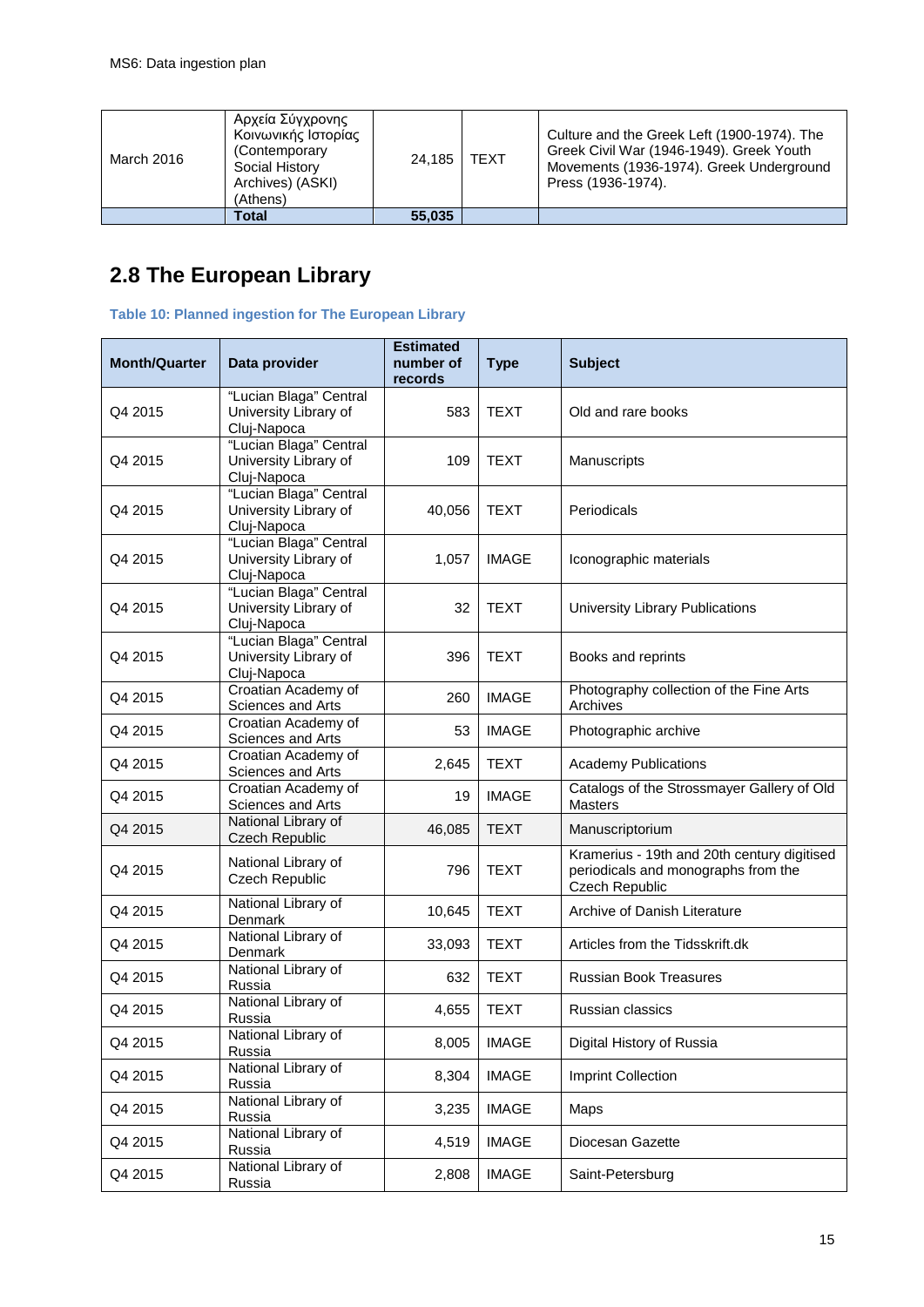| | | | | |
|---|---|---|---|---|
| March 2016 | Αρχεία Σύγχρονης Κοινωνικής Ιστορίας (Contemporary Social History Archives) (ASKI) (Athens) | 24,185 | TEXT | Culture and the Greek Left (1900-1974). The Greek Civil War (1946-1949). Greek Youth Movements (1936-1974). Greek Underground Press (1936-1974). |
| | **Total** | **55,035** | | |

## 2.8 The European Library

**Table 10: Planned ingestion for The European Library**

| Month/Quarter | Data provider | Estimated number of records | Type | Subject |
|---|---|---|---|---|
| Q4 2015 | "Lucian Blaga" Central University Library of Cluj-Napoca | 583 | TEXT | Old and rare books |
| Q4 2015 | "Lucian Blaga" Central University Library of Cluj-Napoca | 109 | TEXT | Manuscripts |
| Q4 2015 | "Lucian Blaga" Central University Library of Cluj-Napoca | 40,056 | TEXT | Periodicals |
| Q4 2015 | "Lucian Blaga" Central University Library of Cluj-Napoca | 1,057 | IMAGE | Iconographic materials |
| Q4 2015 | "Lucian Blaga" Central University Library of Cluj-Napoca | 32 | TEXT | University Library Publications |
| Q4 2015 | "Lucian Blaga" Central University Library of Cluj-Napoca | 396 | TEXT | Books and reprints |
| Q4 2015 | Croatian Academy of Sciences and Arts | 260 | IMAGE | Photography collection of the Fine Arts Archives |
| Q4 2015 | Croatian Academy of Sciences and Arts | 53 | IMAGE | Photographic archive |
| Q4 2015 | Croatian Academy of Sciences and Arts | 2,645 | TEXT | Academy Publications |
| Q4 2015 | Croatian Academy of Sciences and Arts | 19 | IMAGE | Catalogs of the Strossmayer Gallery of Old Masters |
| Q4 2015 | National Library of Czech Republic | 46,085 | TEXT | Manuscriptorium |
| Q4 2015 | National Library of Czech Republic | 796 | TEXT | Kramerius - 19th and 20th century digitised periodicals and monographs from the Czech Republic |
| Q4 2015 | National Library of Denmark | 10,645 | TEXT | Archive of Danish Literature |
| Q4 2015 | National Library of Denmark | 33,093 | TEXT | Articles from the Tidsskrift.dk |
| Q4 2015 | National Library of Russia | 632 | TEXT | Russian Book Treasures |
| Q4 2015 | National Library of Russia | 4,655 | TEXT | Russian classics |
| Q4 2015 | National Library of Russia | 8,005 | IMAGE | Digital History of Russia |
| Q4 2015 | National Library of Russia | 8,304 | IMAGE | Imprint Collection |
| Q4 2015 | National Library of Russia | 3,235 | IMAGE | Maps |
| Q4 2015 | National Library of Russia | 4,519 | IMAGE | Diocesan Gazette |
| Q4 2015 | National Library of Russia | 2,808 | IMAGE | Saint-Petersburg |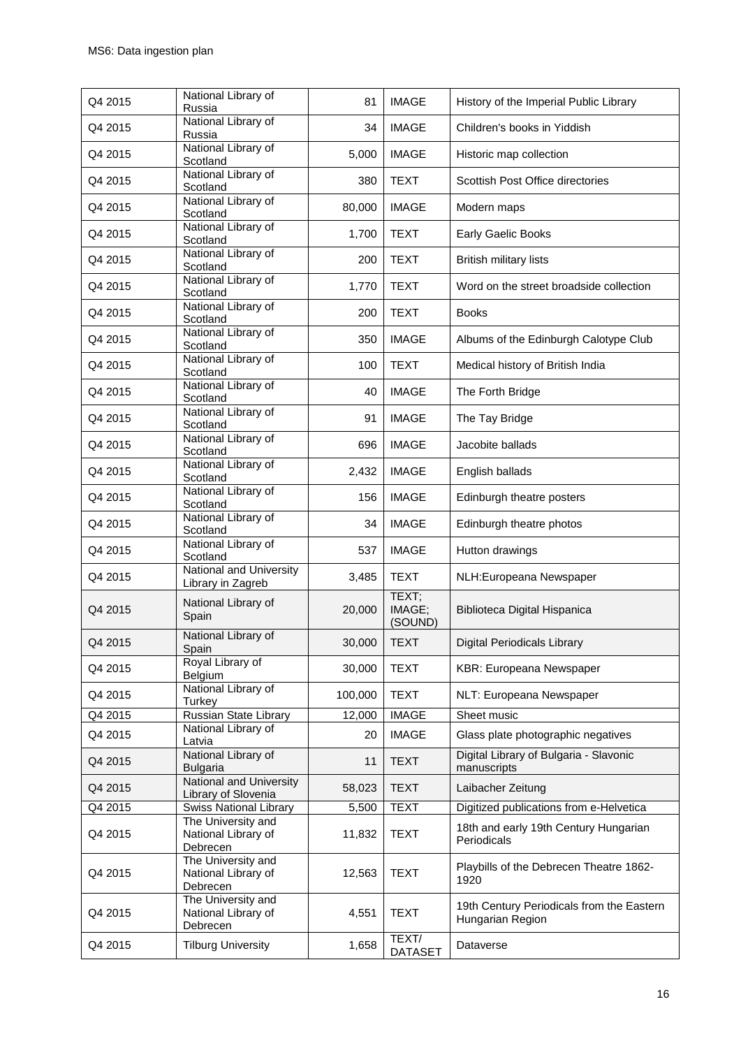| Q4 2015 | National Library of Russia | 81 | IMAGE | History of the Imperial Public Library |
|---|---|---|---|---|
| Q4 2015 | National Library of Russia | 34 | IMAGE | Children's books in Yiddish |
| Q4 2015 | National Library of Scotland | 5,000 | IMAGE | Historic map collection |
| Q4 2015 | National Library of Scotland | 380 | TEXT | Scottish Post Office directories |
| Q4 2015 | National Library of Scotland | 80,000 | IMAGE | Modern maps |
| Q4 2015 | National Library of Scotland | 1,700 | TEXT | Early Gaelic Books |
| Q4 2015 | National Library of Scotland | 200 | TEXT | British military lists |
| Q4 2015 | National Library of Scotland | 1,770 | TEXT | Word on the street broadside collection |
| Q4 2015 | National Library of Scotland | 200 | TEXT | Books |
| Q4 2015 | National Library of Scotland | 350 | IMAGE | Albums of the Edinburgh Calotype Club |
| Q4 2015 | National Library of Scotland | 100 | TEXT | Medical history of British India |
| Q4 2015 | National Library of Scotland | 40 | IMAGE | The Forth Bridge |
| Q4 2015 | National Library of Scotland | 91 | IMAGE | The Tay Bridge |
| Q4 2015 | National Library of Scotland | 696 | IMAGE | Jacobite ballads |
| Q4 2015 | National Library of Scotland | 2,432 | IMAGE | English ballads |
| Q4 2015 | National Library of Scotland | 156 | IMAGE | Edinburgh theatre posters |
| Q4 2015 | National Library of Scotland | 34 | IMAGE | Edinburgh theatre photos |
| Q4 2015 | National Library of Scotland | 537 | IMAGE | Hutton drawings |
| Q4 2015 | National and University Library in Zagreb | 3,485 | TEXT | NLH:Europeana Newspaper |
| Q4 2015 | National Library of Spain | 20,000 | TEXT; IMAGE; (SOUND) | Biblioteca Digital Hispanica |
| Q4 2015 | National Library of Spain | 30,000 | TEXT | Digital Periodicals Library |
| Q4 2015 | Royal Library of Belgium | 30,000 | TEXT | KBR: Europeana Newspaper |
| Q4 2015 | National Library of Turkey | 100,000 | TEXT | NLT: Europeana Newspaper |
| Q4 2015 | Russian State Library | 12,000 | IMAGE | Sheet music |
| Q4 2015 | National Library of Latvia | 20 | IMAGE | Glass plate photographic negatives |
| Q4 2015 | National Library of Bulgaria | 11 | TEXT | Digital Library of Bulgaria - Slavonic manuscripts |
| Q4 2015 | National and University Library of Slovenia | 58,023 | TEXT | Laibacher Zeitung |
| Q4 2015 | Swiss National Library | 5,500 | TEXT | Digitized publications from e-Helvetica |
| Q4 2015 | The University and National Library of Debrecen | 11,832 | TEXT | 18th and early 19th Century Hungarian Periodicals |
| Q4 2015 | The University and National Library of Debrecen | 12,563 | TEXT | Playbills of the Debrecen Theatre 1862-1920 |
| Q4 2015 | The University and National Library of Debrecen | 4,551 | TEXT | 19th Century Periodicals from the Eastern Hungarian Region |
| Q4 2015 | Tilburg University | 1,658 | TEXT/ DATASET | Dataverse |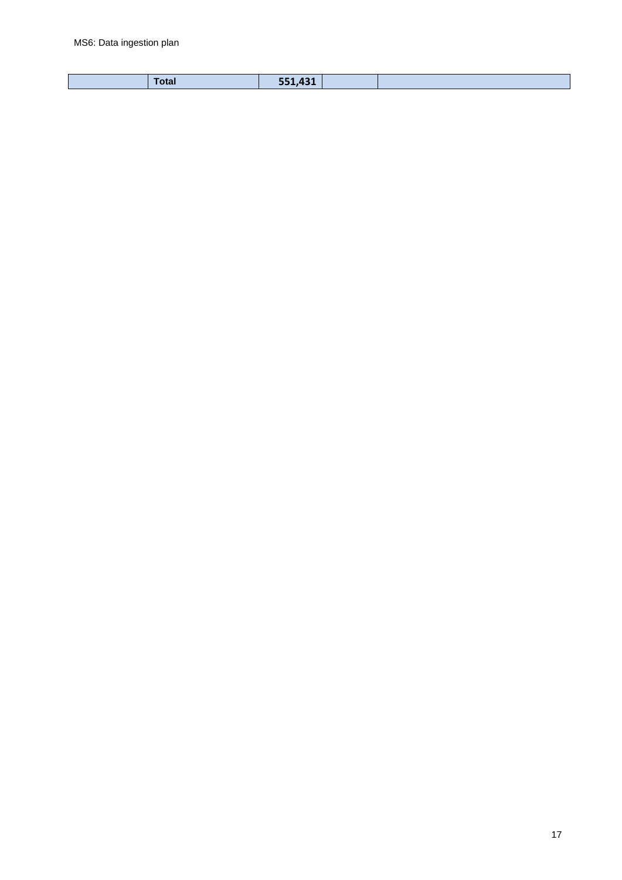|  | Total | 551,431 |  |  |
|---|---|---|---|---|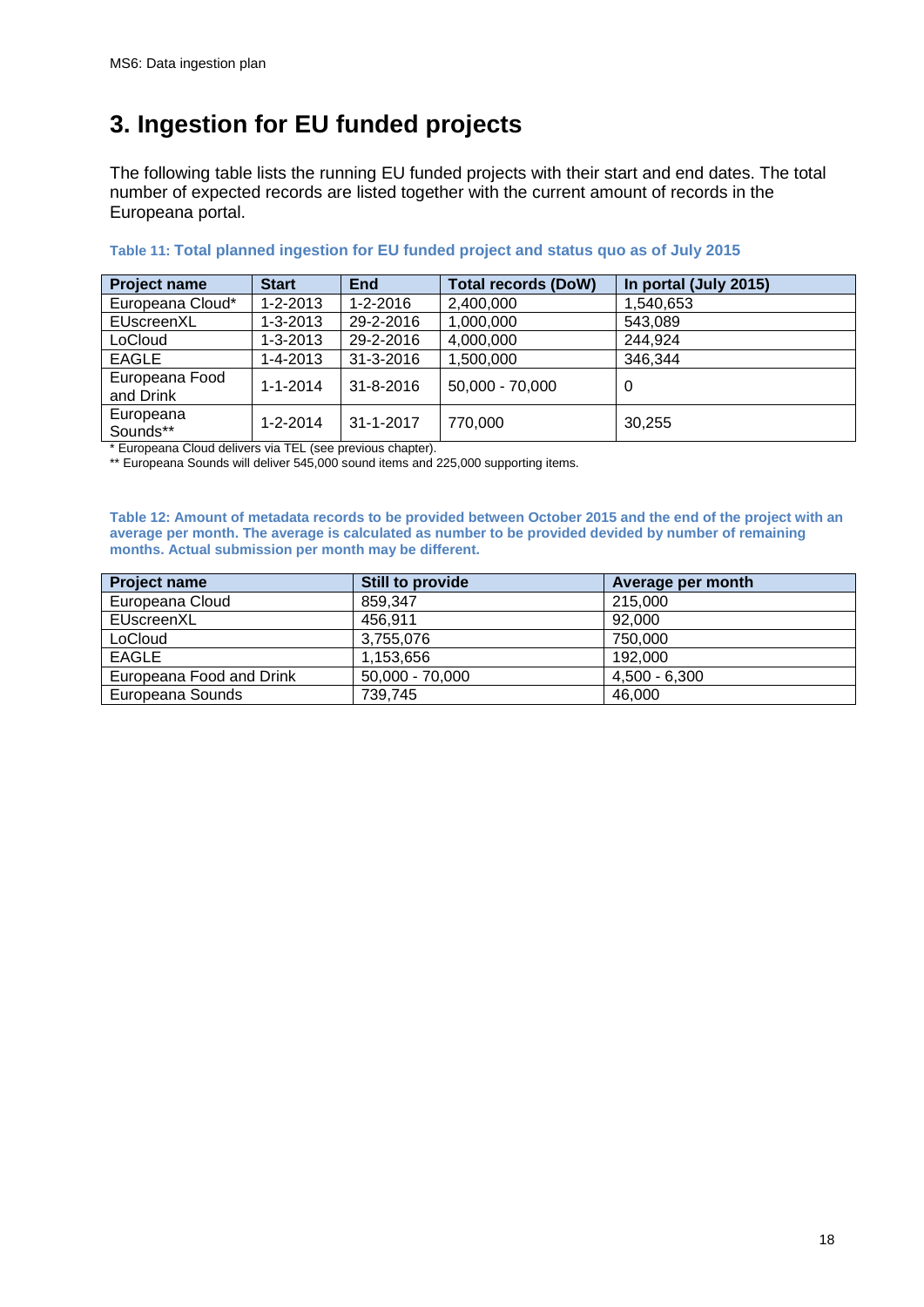# 3. Ingestion for EU funded projects

The following table lists the running EU funded projects with their start and end dates. The total number of expected records are listed together with the current amount of records in the Europeana portal.

**Table 11: Total planned ingestion for EU funded project and status quo as of July 2015**

| Project name | Start | End | Total records (DoW) | In portal (July 2015) |
|---|---|---|---|---|
| Europeana Cloud* | 1-2-2013 | 1-2-2016 | 2,400,000 | 1,540,653 |
| EUscreenXL | 1-3-2013 | 29-2-2016 | 1,000,000 | 543,089 |
| LoCloud | 1-3-2013 | 29-2-2016 | 4,000,000 | 244,924 |
| EAGLE | 1-4-2013 | 31-3-2016 | 1,500,000 | 346,344 |
| Europeana Food and Drink | 1-1-2014 | 31-8-2016 | 50,000 - 70,000 | 0 |
| Europeana Sounds** | 1-2-2014 | 31-1-2017 | 770,000 | 30,255 |

* Europeana Cloud delivers via TEL (see previous chapter).

** Europeana Sounds will deliver 545,000 sound items and 225,000 supporting items.

**Table 12: Amount of metadata records to be provided between October 2015 and the end of the project with an average per month. The average is calculated as number to be provided devided by number of remaining months. Actual submission per month may be different.**

| Project name | Still to provide | Average per month |
|---|---|---|
| Europeana Cloud | 859,347 | 215,000 |
| EUscreenXL | 456,911 | 92,000 |
| LoCloud | 3,755,076 | 750,000 |
| EAGLE | 1,153,656 | 192,000 |
| Europeana Food and Drink | 50,000 - 70,000 | 4,500 - 6,300 |
| Europeana Sounds | 739,745 | 46,000 |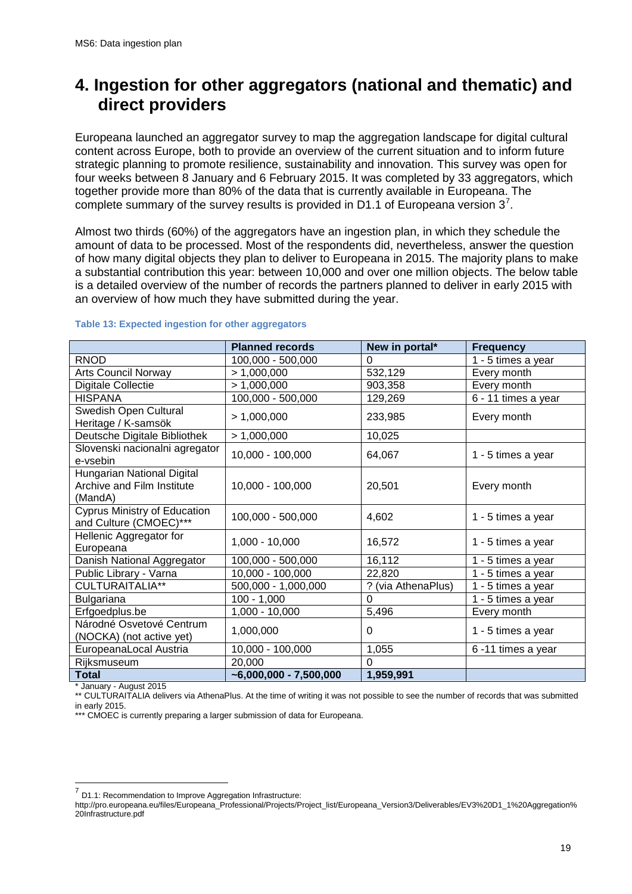# 4. Ingestion for other aggregators (national and thematic) and direct providers

Europeana launched an aggregator survey to map the aggregation landscape for digital cultural content across Europe, both to provide an overview of the current situation and to inform future strategic planning to promote resilience, sustainability and innovation. This survey was open for four weeks between 8 January and 6 February 2015. It was completed by 33 aggregators, which together provide more than 80% of the data that is currently available in Europeana. The complete summary of the survey results is provided in D1.1 of Europeana version 3[7].

Almost two thirds (60%) of the aggregators have an ingestion plan, in which they schedule the amount of data to be processed. Most of the respondents did, nevertheless, answer the question of how many digital objects they plan to deliver to Europeana in 2015. The majority plans to make a substantial contribution this year: between 10,000 and over one million objects. The below table is a detailed overview of the number of records the partners planned to deliver in early 2015 with an overview of how much they have submitted during the year.

**Table 13: Expected ingestion for other aggregators**

| | Planned records | New in portal* | Frequency |
|---|---|---|---|
| RNOD | 100,000 - 500,000 | 0 | 1 - 5 times a year |
| Arts Council Norway | > 1,000,000 | 532,129 | Every month |
| Digitale Collectie | > 1,000,000 | 903,358 | Every month |
| HISPANA | 100,000 - 500,000 | 129,269 | 6 - 11 times a year |
| Swedish Open Cultural Heritage / K-samsök | > 1,000,000 | 233,985 | Every month |
| Deutsche Digitale Bibliothek | > 1,000,000 | 10,025 | |
| Slovenski nacionalni agregator e-vsebin | 10,000 - 100,000 | 64,067 | 1 - 5 times a year |
| Hungarian National Digital Archive and Film Institute (MandA) | 10,000 - 100,000 | 20,501 | Every month |
| Cyprus Ministry of Education and Culture (CMOEC)*** | 100,000 - 500,000 | 4,602 | 1 - 5 times a year |
| Hellenic Aggregator for Europeana | 1,000 - 10,000 | 16,572 | 1 - 5 times a year |
| Danish National Aggregator | 100,000 - 500,000 | 16,112 | 1 - 5 times a year |
| Public Library - Varna | 10,000 - 100,000 | 22,820 | 1 - 5 times a year |
| CULTURAITALIA** | 500,000 - 1,000,000 | ? (via AthenaPlus) | 1 - 5 times a year |
| Bulgariana | 100 - 1,000 | 0 | 1 - 5 times a year |
| Erfgoedplus.be | 1,000 - 10,000 | 5,496 | Every month |
| Národné Osvetové Centrum (NOCKA) (not active yet) | 1,000,000 | 0 | 1 - 5 times a year |
| EuropeanaLocal Austria | 10,000 - 100,000 | 1,055 | 6 -11 times a year |
| Rijksmuseum | 20,000 | 0 | |
| **Total** | **~6,000,000 - 7,500,000** | **1,959,991** | |

\* January - August 2015

** CULTURAITALIA delivers via AthenaPlus. At the time of writing it was not possible to see the number of records that was submitted in early 2015.

*** CMOEC is currently preparing a larger submission of data for Europeana.

[7] D1.1: Recommendation to Improve Aggregation Infrastructure: http://pro.europeana.eu/files/Europeana_Professional/Projects/Project_list/Europeana_Version3/Deliverables/EV3%20D1_1%20Aggregation%20Infrastructure.pdf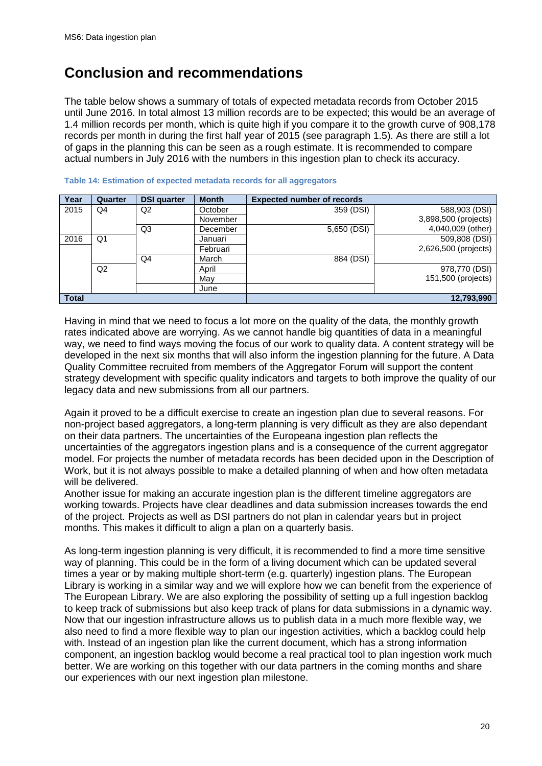# Conclusion and recommendations

The table below shows a summary of totals of expected metadata records from October 2015 until June 2016. In total almost 13 million records are to be expected; this would be an average of 1.4 million records per month, which is quite high if you compare it to the growth curve of 908,178 records per month in during the first half year of 2015 (see paragraph 1.5). As there are still a lot of gaps in the planning this can be seen as a rough estimate. It is recommended to compare actual numbers in July 2016 with the numbers in this ingestion plan to check its accuracy.

**Table 14: Estimation of expected metadata records for all aggregators**

| Year | Quarter | DSI quarter | Month | Expected number of records | |
|---|---|---|---|---|---|
| 2015 | Q4 | Q2 | October | 359 (DSI) | 588,903 (DSI) |
| | | | November | | 3,898,500 (projects) |
| | | Q3 | December | 5,650 (DSI) | 4,040,009 (other) |
| 2016 | Q1 | | Januari | | 509,808 (DSI) |
| | | | Februari | | 2,626,500 (projects) |
| | | Q4 | March | 884 (DSI) | |
| | Q2 | | April | | 978,770 (DSI) |
| | | | May | | 151,500 (projects) |
| | | | June | | |
| **Total** | | | | | **12,793,990** |

Having in mind that we need to focus a lot more on the quality of the data, the monthly growth rates indicated above are worrying. As we cannot handle big quantities of data in a meaningful way, we need to find ways moving the focus of our work to quality data. A content strategy will be developed in the next six months that will also inform the ingestion planning for the future. A Data Quality Committee recruited from members of the Aggregator Forum will support the content strategy development with specific quality indicators and targets to both improve the quality of our legacy data and new submissions from all our partners.

Again it proved to be a difficult exercise to create an ingestion plan due to several reasons. For non-project based aggregators, a long-term planning is very difficult as they are also dependant on their data partners. The uncertainties of the Europeana ingestion plan reflects the uncertainties of the aggregators ingestion plans and is a consequence of the current aggregator model. For projects the number of metadata records has been decided upon in the Description of Work, but it is not always possible to make a detailed planning of when and how often metadata will be delivered.

Another issue for making an accurate ingestion plan is the different timeline aggregators are working towards. Projects have clear deadlines and data submission increases towards the end of the project. Projects as well as DSI partners do not plan in calendar years but in project months. This makes it difficult to align a plan on a quarterly basis.

As long-term ingestion planning is very difficult, it is recommended to find a more time sensitive way of planning. This could be in the form of a living document which can be updated several times a year or by making multiple short-term (e.g. quarterly) ingestion plans. The European Library is working in a similar way and we will explore how we can benefit from the experience of The European Library. We are also exploring the possibility of setting up a full ingestion backlog to keep track of submissions but also keep track of plans for data submissions in a dynamic way. Now that our ingestion infrastructure allows us to publish data in a much more flexible way, we also need to find a more flexible way to plan our ingestion activities, which a backlog could help with. Instead of an ingestion plan like the current document, which has a strong information component, an ingestion backlog would become a real practical tool to plan ingestion work much better. We are working on this together with our data partners in the coming months and share our experiences with our next ingestion plan milestone.